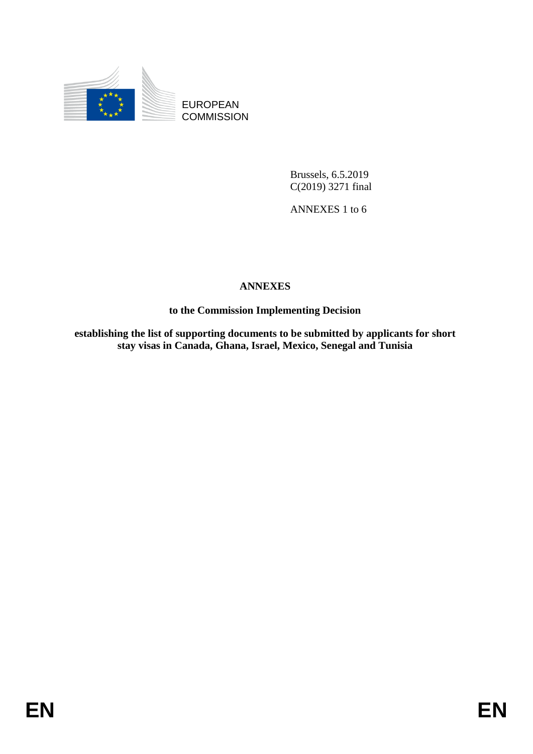EUROPEAN
COMMISSION

Brussels, 6.5.2019
C(2019) 3271 final

ANNEXES 1 to 6

# ANNEXES

**to the Commission Implementing Decision**

**establishing the list of supporting documents to be submitted by applicants for short stay visas in Canada, Ghana, Israel, Mexico, Senegal and Tunisia**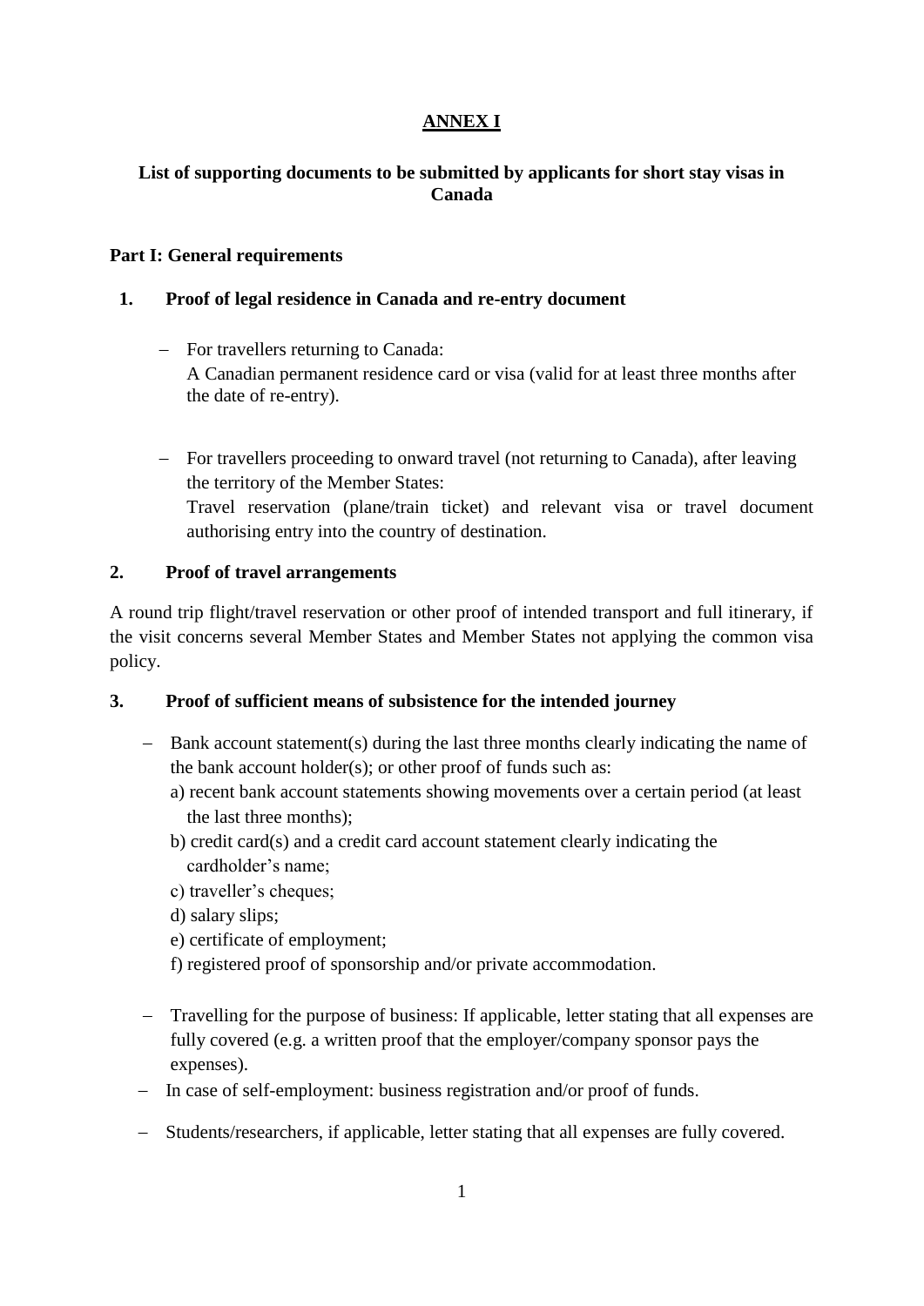# ANNEX I

## List of supporting documents to be submitted by applicants for short stay visas in Canada

### Part I: General requirements

**1. Proof of legal residence in Canada and re-entry document**

- For travellers returning to Canada:
  A Canadian permanent residence card or visa (valid for at least three months after the date of re-entry).

- For travellers proceeding to onward travel (not returning to Canada), after leaving the territory of the Member States:
  Travel reservation (plane/train ticket) and relevant visa or travel document authorising entry into the country of destination.

**2. Proof of travel arrangements**

A round trip flight/travel reservation or other proof of intended transport and full itinerary, if the visit concerns several Member States and Member States not applying the common visa policy.

**3. Proof of sufficient means of subsistence for the intended journey**

- Bank account statement(s) during the last three months clearly indicating the name of the bank account holder(s); or other proof of funds such as:
  a) recent bank account statements showing movements over a certain period (at least the last three months);
  b) credit card(s) and a credit card account statement clearly indicating the cardholder's name;
  c) traveller's cheques;
  d) salary slips;
  e) certificate of employment;
  f) registered proof of sponsorship and/or private accommodation.

- Travelling for the purpose of business: If applicable, letter stating that all expenses are fully covered (e.g. a written proof that the employer/company sponsor pays the expenses).
- In case of self-employment: business registration and/or proof of funds.
- Students/researchers, if applicable, letter stating that all expenses are fully covered.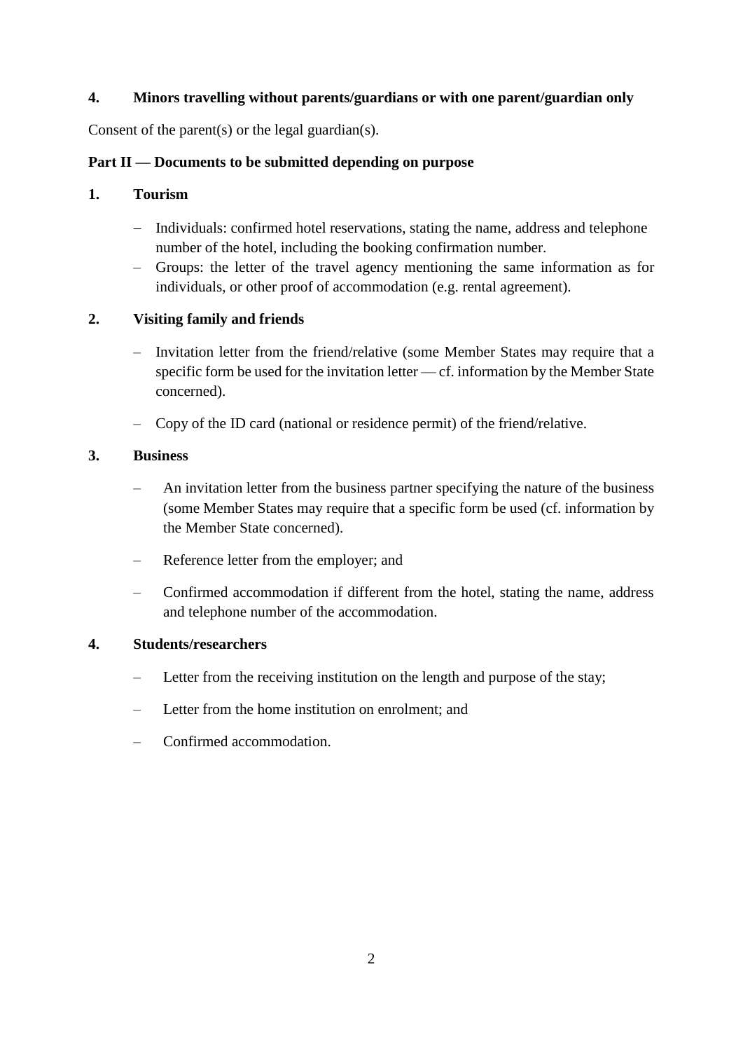**4. Minors travelling without parents/guardians or with one parent/guardian only**

Consent of the parent(s) or the legal guardian(s).

**Part II — Documents to be submitted depending on purpose**

**1. Tourism**

- Individuals: confirmed hotel reservations, stating the name, address and telephone number of the hotel, including the booking confirmation number.
- Groups: the letter of the travel agency mentioning the same information as for individuals, or other proof of accommodation (e.g. rental agreement).

**2. Visiting family and friends**

- Invitation letter from the friend/relative (some Member States may require that a specific form be used for the invitation letter — cf. information by the Member State concerned).
- Copy of the ID card (national or residence permit) of the friend/relative.

**3. Business**

- An invitation letter from the business partner specifying the nature of the business (some Member States may require that a specific form be used (cf. information by the Member State concerned).
- Reference letter from the employer; and
- Confirmed accommodation if different from the hotel, stating the name, address and telephone number of the accommodation.

**4. Students/researchers**

- Letter from the receiving institution on the length and purpose of the stay;
- Letter from the home institution on enrolment; and
- Confirmed accommodation.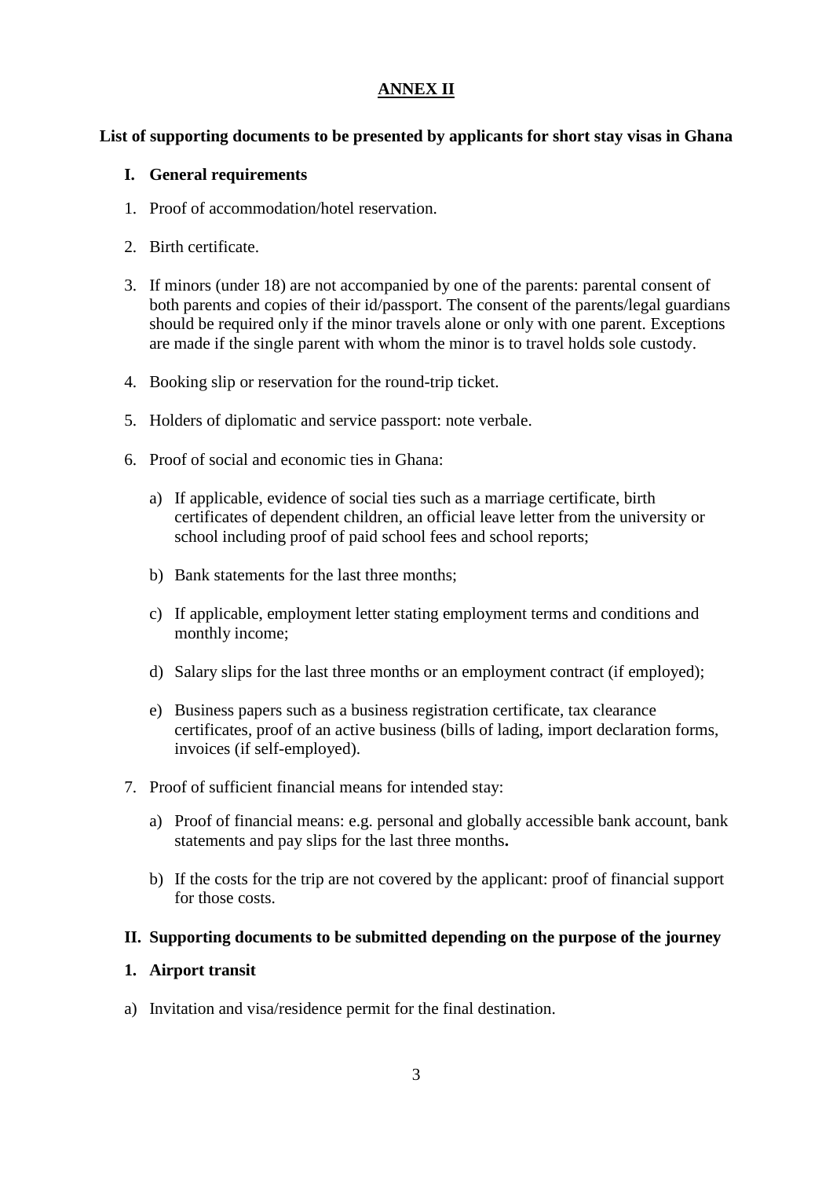## ANNEX II

**List of supporting documents to be presented by applicants for short stay visas in Ghana**

### I. General requirements

1. Proof of accommodation/hotel reservation.
2. Birth certificate.
3. If minors (under 18) are not accompanied by one of the parents: parental consent of both parents and copies of their id/passport. The consent of the parents/legal guardians should be required only if the minor travels alone or only with one parent. Exceptions are made if the single parent with whom the minor is to travel holds sole custody.
4. Booking slip or reservation for the round-trip ticket.
5. Holders of diplomatic and service passport: note verbale.
6. Proof of social and economic ties in Ghana:
   a) If applicable, evidence of social ties such as a marriage certificate, birth certificates of dependent children, an official leave letter from the university or school including proof of paid school fees and school reports;
   b) Bank statements for the last three months;
   c) If applicable, employment letter stating employment terms and conditions and monthly income;
   d) Salary slips for the last three months or an employment contract (if employed);
   e) Business papers such as a business registration certificate, tax clearance certificates, proof of an active business (bills of lading, import declaration forms, invoices (if self-employed).
7. Proof of sufficient financial means for intended stay:
   a) Proof of financial means: e.g. personal and globally accessible bank account, bank statements and pay slips for the last three months**.**
   b) If the costs for the trip are not covered by the applicant: proof of financial support for those costs.

### II. Supporting documents to be submitted depending on the purpose of the journey

**1. Airport transit**

a) Invitation and visa/residence permit for the final destination.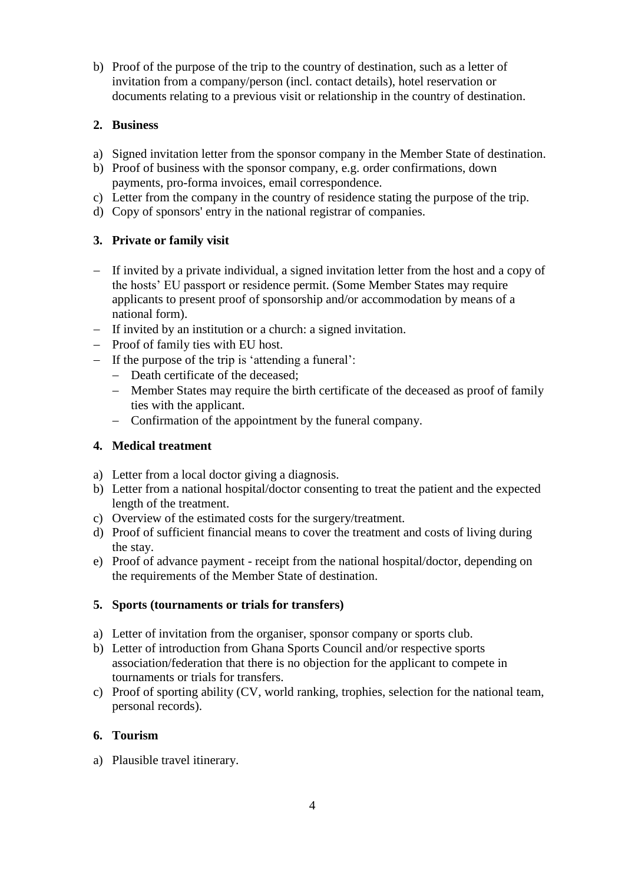b) Proof of the purpose of the trip to the country of destination, such as a letter of invitation from a company/person (incl. contact details), hotel reservation or documents relating to a previous visit or relationship in the country of destination.

## 2. Business

a) Signed invitation letter from the sponsor company in the Member State of destination.
b) Proof of business with the sponsor company, e.g. order confirmations, down payments, pro-forma invoices, email correspondence.
c) Letter from the company in the country of residence stating the purpose of the trip.
d) Copy of sponsors' entry in the national registrar of companies.

## 3. Private or family visit

- If invited by a private individual, a signed invitation letter from the host and a copy of the hosts' EU passport or residence permit. (Some Member States may require applicants to present proof of sponsorship and/or accommodation by means of a national form).
- If invited by an institution or a church: a signed invitation.
- Proof of family ties with EU host.
- If the purpose of the trip is 'attending a funeral':
  - Death certificate of the deceased;
  - Member States may require the birth certificate of the deceased as proof of family ties with the applicant.
  - Confirmation of the appointment by the funeral company.

## 4. Medical treatment

a) Letter from a local doctor giving a diagnosis.
b) Letter from a national hospital/doctor consenting to treat the patient and the expected length of the treatment.
c) Overview of the estimated costs for the surgery/treatment.
d) Proof of sufficient financial means to cover the treatment and costs of living during the stay.
e) Proof of advance payment - receipt from the national hospital/doctor, depending on the requirements of the Member State of destination.

## 5. Sports (tournaments or trials for transfers)

a) Letter of invitation from the organiser, sponsor company or sports club.
b) Letter of introduction from Ghana Sports Council and/or respective sports association/federation that there is no objection for the applicant to compete in tournaments or trials for transfers.
c) Proof of sporting ability (CV, world ranking, trophies, selection for the national team, personal records).

## 6. Tourism

a) Plausible travel itinerary.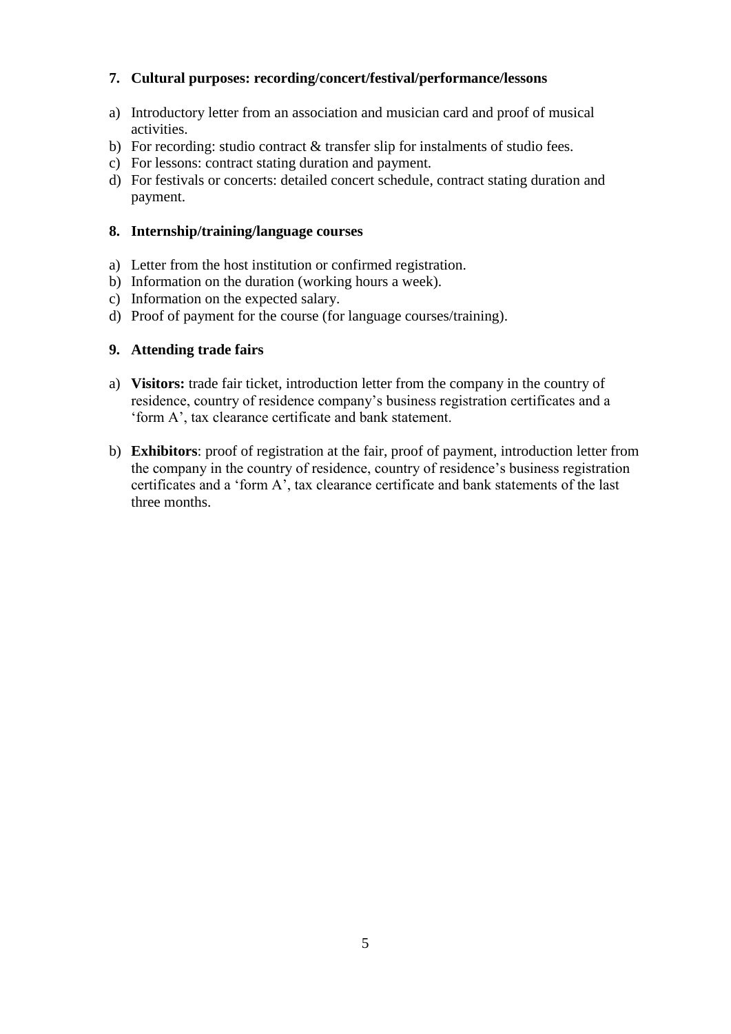### 7. Cultural purposes: recording/concert/festival/performance/lessons

a) Introductory letter from an association and musician card and proof of musical activities.
b) For recording: studio contract & transfer slip for instalments of studio fees.
c) For lessons: contract stating duration and payment.
d) For festivals or concerts: detailed concert schedule, contract stating duration and payment.

### 8. Internship/training/language courses

a) Letter from the host institution or confirmed registration.
b) Information on the duration (working hours a week).
c) Information on the expected salary.
d) Proof of payment for the course (for language courses/training).

### 9. Attending trade fairs

a) **Visitors:** trade fair ticket, introduction letter from the company in the country of residence, country of residence company's business registration certificates and a 'form A', tax clearance certificate and bank statement.

b) **Exhibitors**: proof of registration at the fair, proof of payment, introduction letter from the company in the country of residence, country of residence's business registration certificates and a 'form A', tax clearance certificate and bank statements of the last three months.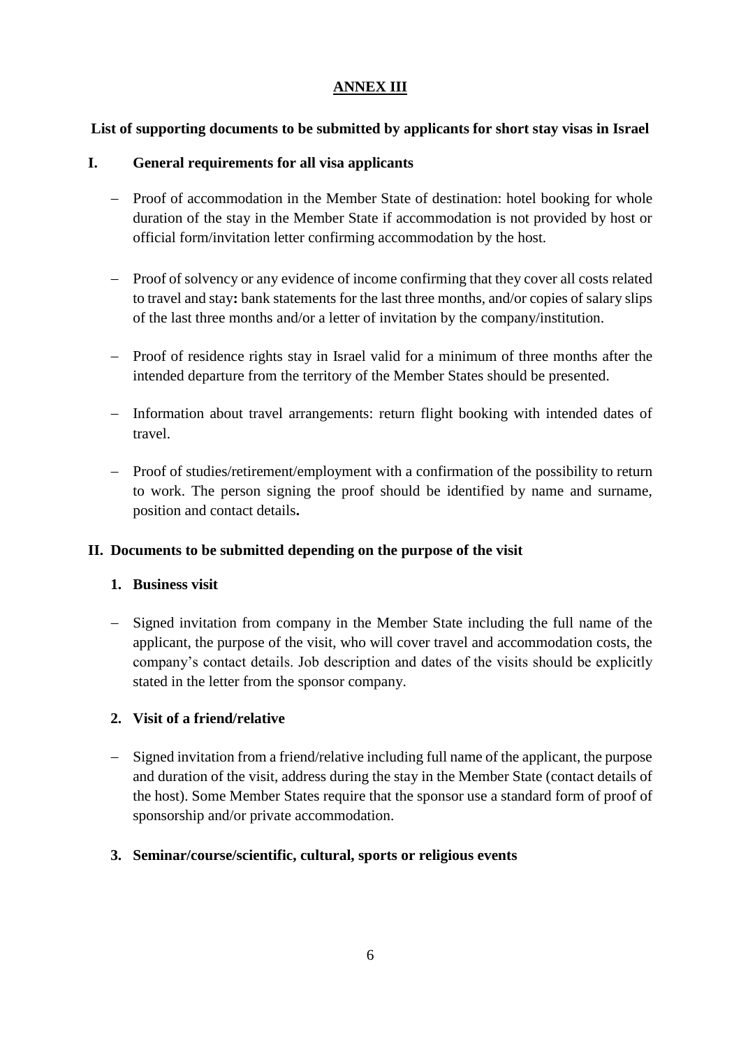# ANNEX III

**List of supporting documents to be submitted by applicants for short stay visas in Israel**

## I. General requirements for all visa applicants

- Proof of accommodation in the Member State of destination: hotel booking for whole duration of the stay in the Member State if accommodation is not provided by host or official form/invitation letter confirming accommodation by the host.

- Proof of solvency or any evidence of income confirming that they cover all costs related to travel and stay**:** bank statements for the last three months, and/or copies of salary slips of the last three months and/or a letter of invitation by the company/institution.

- Proof of residence rights stay in Israel valid for a minimum of three months after the intended departure from the territory of the Member States should be presented.

- Information about travel arrangements: return flight booking with intended dates of travel.

- Proof of studies/retirement/employment with a confirmation of the possibility to return to work. The person signing the proof should be identified by name and surname, position and contact details**.**

## II. Documents to be submitted depending on the purpose of the visit

### 1. Business visit

- Signed invitation from company in the Member State including the full name of the applicant, the purpose of the visit, who will cover travel and accommodation costs, the company's contact details. Job description and dates of the visits should be explicitly stated in the letter from the sponsor company.

### 2. Visit of a friend/relative

- Signed invitation from a friend/relative including full name of the applicant, the purpose and duration of the visit, address during the stay in the Member State (contact details of the host). Some Member States require that the sponsor use a standard form of proof of sponsorship and/or private accommodation.

### 3. Seminar/course/scientific, cultural, sports or religious events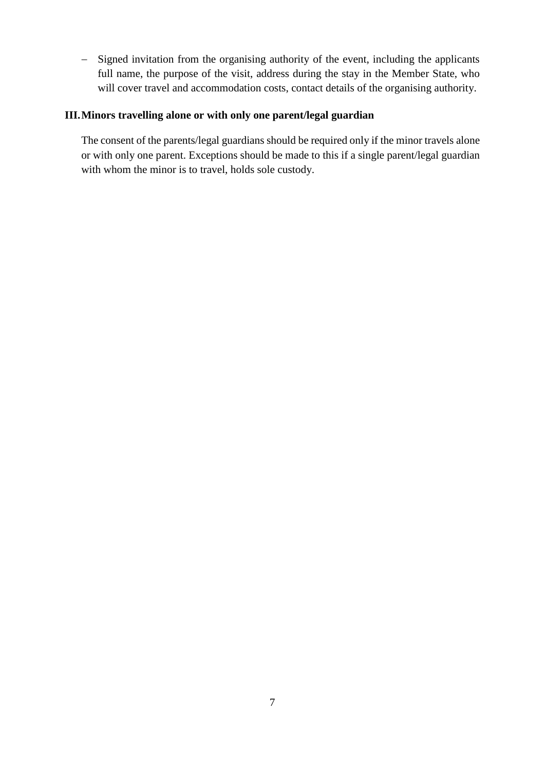- Signed invitation from the organising authority of the event, including the applicants full name, the purpose of the visit, address during the stay in the Member State, who will cover travel and accommodation costs, contact details of the organising authority.

### III. Minors travelling alone or with only one parent/legal guardian

The consent of the parents/legal guardians should be required only if the minor travels alone or with only one parent. Exceptions should be made to this if a single parent/legal guardian with whom the minor is to travel, holds sole custody.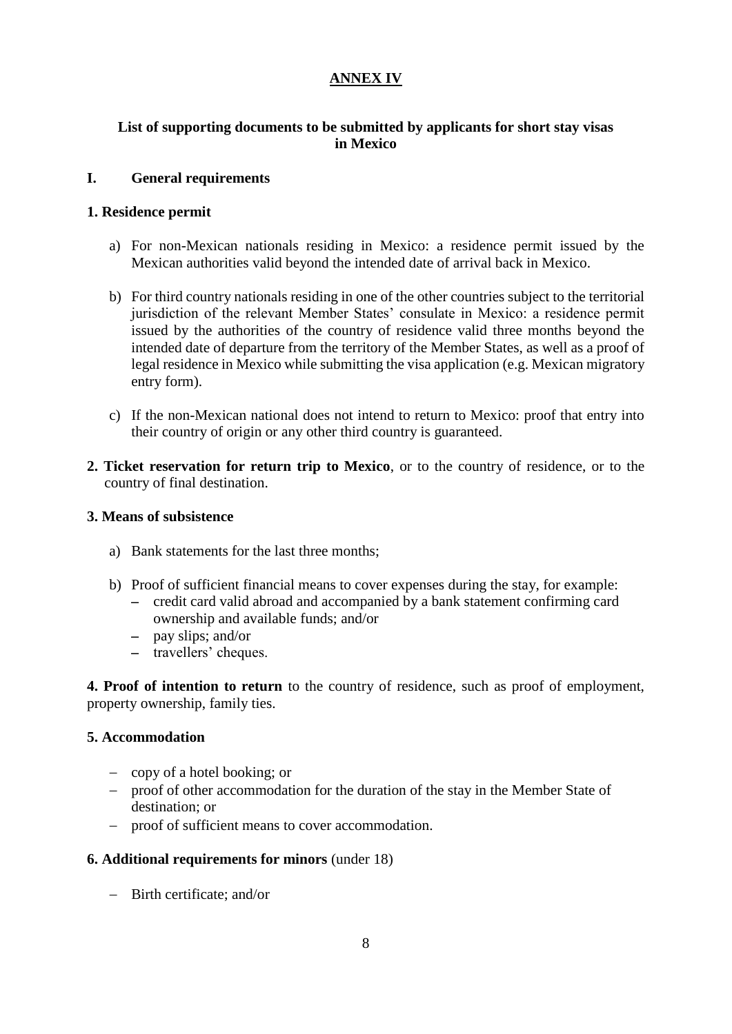# ANNEX IV

## List of supporting documents to be submitted by applicants for short stay visas in Mexico

### I. General requirements

**1. Residence permit**

a) For non-Mexican nationals residing in Mexico: a residence permit issued by the Mexican authorities valid beyond the intended date of arrival back in Mexico.

b) For third country nationals residing in one of the other countries subject to the territorial jurisdiction of the relevant Member States' consulate in Mexico: a residence permit issued by the authorities of the country of residence valid three months beyond the intended date of departure from the territory of the Member States, as well as a proof of legal residence in Mexico while submitting the visa application (e.g. Mexican migratory entry form).

c) If the non-Mexican national does not intend to return to Mexico: proof that entry into their country of origin or any other third country is guaranteed.

**2. Ticket reservation for return trip to Mexico**, or to the country of residence, or to the country of final destination.

**3. Means of subsistence**

a) Bank statements for the last three months;

b) Proof of sufficient financial means to cover expenses during the stay, for example:
   - credit card valid abroad and accompanied by a bank statement confirming card ownership and available funds; and/or
   - pay slips; and/or
   - travellers' cheques.

**4. Proof of intention to return** to the country of residence, such as proof of employment, property ownership, family ties.

**5. Accommodation**

- copy of a hotel booking; or
- proof of other accommodation for the duration of the stay in the Member State of destination; or
- proof of sufficient means to cover accommodation.

**6. Additional requirements for minors** (under 18)

- Birth certificate; and/or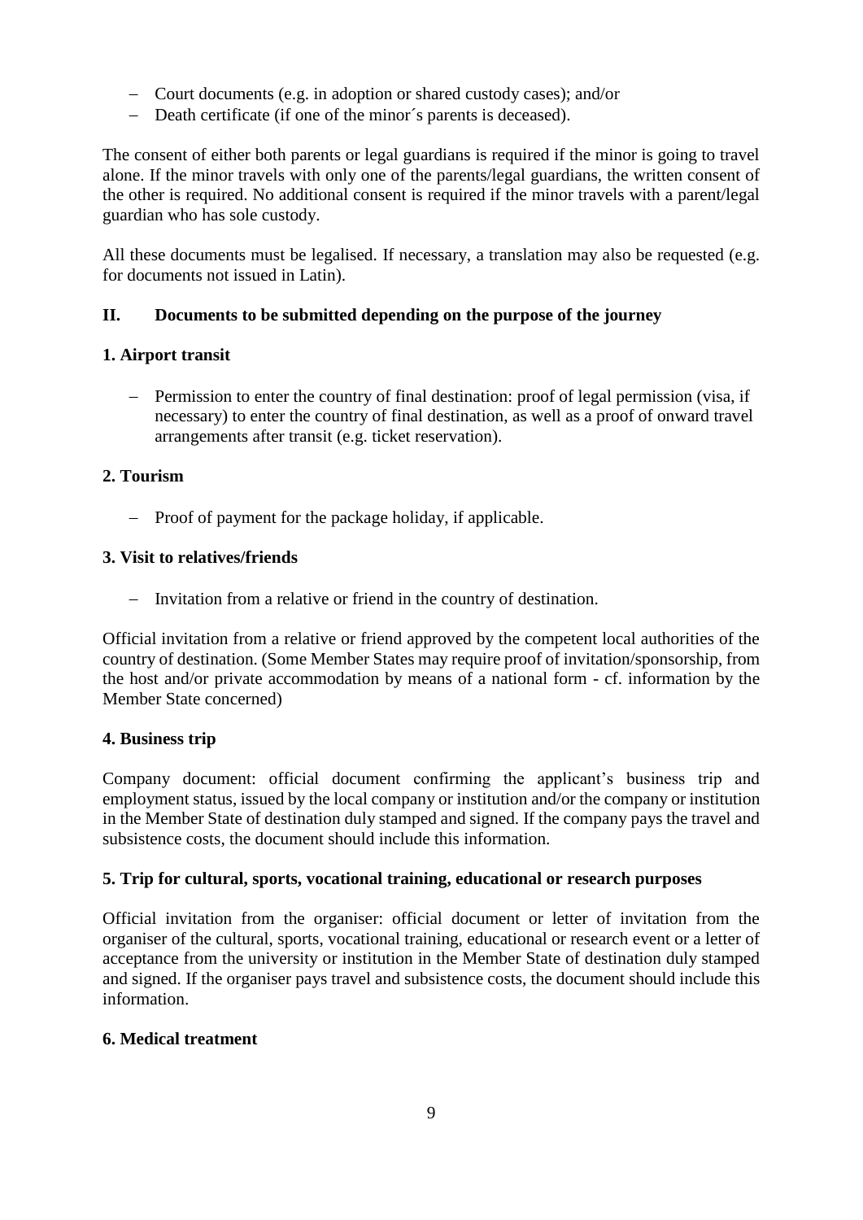- Court documents (e.g. in adoption or shared custody cases); and/or
- Death certificate (if one of the minor´s parents is deceased).

The consent of either both parents or legal guardians is required if the minor is going to travel alone. If the minor travels with only one of the parents/legal guardians, the written consent of the other is required. No additional consent is required if the minor travels with a parent/legal guardian who has sole custody.

All these documents must be legalised. If necessary, a translation may also be requested (e.g. for documents not issued in Latin).

## II. Documents to be submitted depending on the purpose of the journey

### 1. Airport transit

- Permission to enter the country of final destination: proof of legal permission (visa, if necessary) to enter the country of final destination, as well as a proof of onward travel arrangements after transit (e.g. ticket reservation).

### 2. Tourism

- Proof of payment for the package holiday, if applicable.

### 3. Visit to relatives/friends

- Invitation from a relative or friend in the country of destination.

Official invitation from a relative or friend approved by the competent local authorities of the country of destination. (Some Member States may require proof of invitation/sponsorship, from the host and/or private accommodation by means of a national form - cf. information by the Member State concerned)

### 4. Business trip

Company document: official document confirming the applicant's business trip and employment status, issued by the local company or institution and/or the company or institution in the Member State of destination duly stamped and signed. If the company pays the travel and subsistence costs, the document should include this information.

### 5. Trip for cultural, sports, vocational training, educational or research purposes

Official invitation from the organiser: official document or letter of invitation from the organiser of the cultural, sports, vocational training, educational or research event or a letter of acceptance from the university or institution in the Member State of destination duly stamped and signed. If the organiser pays travel and subsistence costs, the document should include this information.

### 6. Medical treatment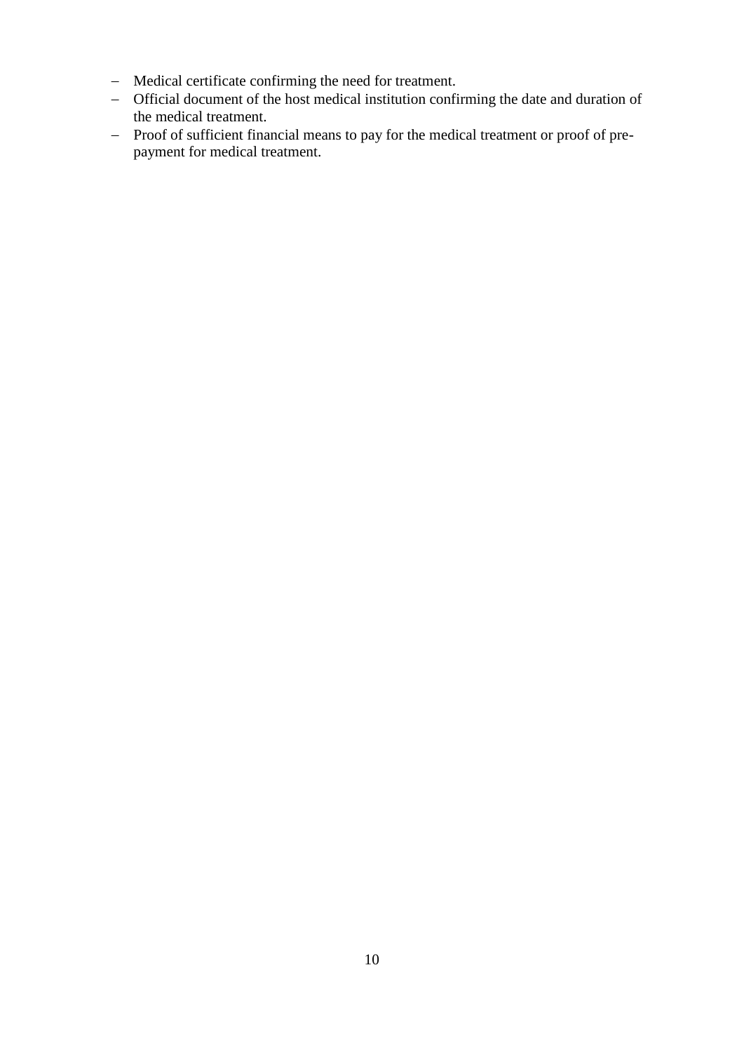- Medical certificate confirming the need for treatment.
- Official document of the host medical institution confirming the date and duration of the medical treatment.
- Proof of sufficient financial means to pay for the medical treatment or proof of pre-payment for medical treatment.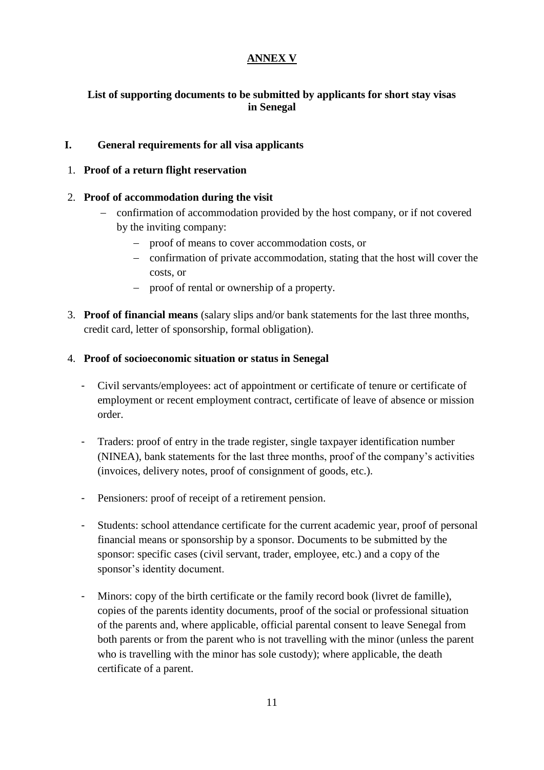# ANNEX V

## List of supporting documents to be submitted by applicants for short stay visas in Senegal

### I. General requirements for all visa applicants

1. **Proof of a return flight reservation**

2. **Proof of accommodation during the visit**
   - confirmation of accommodation provided by the host company, or if not covered by the inviting company:
     - proof of means to cover accommodation costs, or
     - confirmation of private accommodation, stating that the host will cover the costs, or
     - proof of rental or ownership of a property.

3. **Proof of financial means** (salary slips and/or bank statements for the last three months, credit card, letter of sponsorship, formal obligation).

4. **Proof of socioeconomic situation or status in Senegal**
   - Civil servants/employees: act of appointment or certificate of tenure or certificate of employment or recent employment contract, certificate of leave of absence or mission order.
   - Traders: proof of entry in the trade register, single taxpayer identification number (NINEA), bank statements for the last three months, proof of the company's activities (invoices, delivery notes, proof of consignment of goods, etc.).
   - Pensioners: proof of receipt of a retirement pension.
   - Students: school attendance certificate for the current academic year, proof of personal financial means or sponsorship by a sponsor. Documents to be submitted by the sponsor: specific cases (civil servant, trader, employee, etc.) and a copy of the sponsor's identity document.
   - Minors: copy of the birth certificate or the family record book (livret de famille), copies of the parents identity documents, proof of the social or professional situation of the parents and, where applicable, official parental consent to leave Senegal from both parents or from the parent who is not travelling with the minor (unless the parent who is travelling with the minor has sole custody); where applicable, the death certificate of a parent.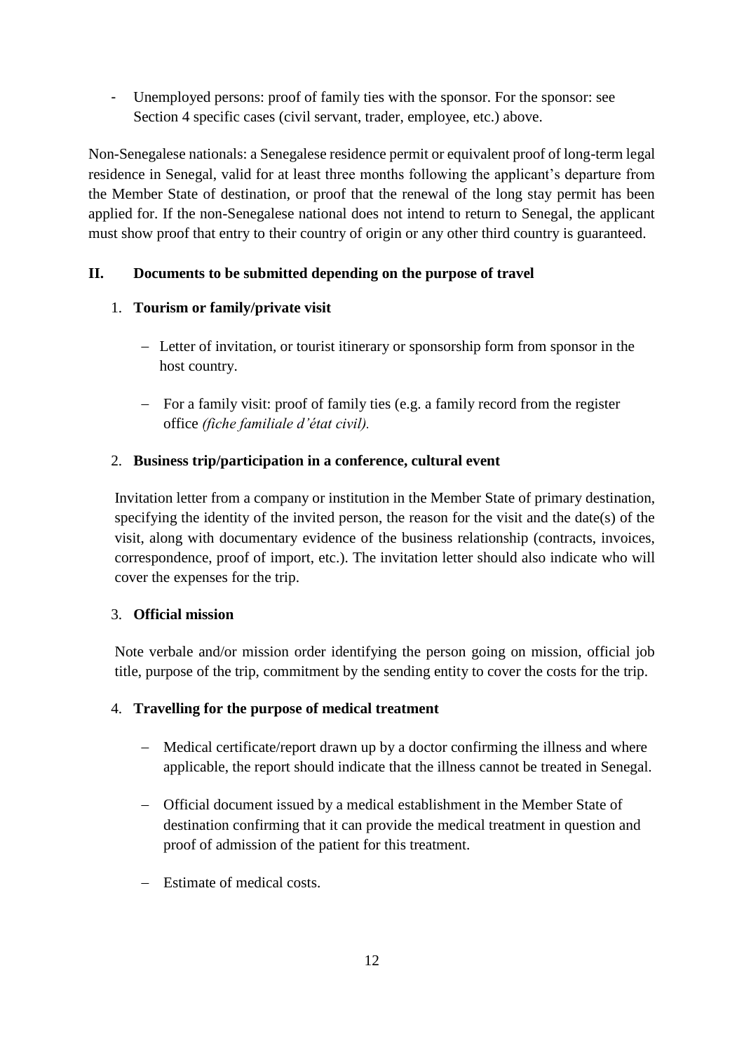- Unemployed persons: proof of family ties with the sponsor. For the sponsor: see Section 4 specific cases (civil servant, trader, employee, etc.) above.

Non-Senegalese nationals: a Senegalese residence permit or equivalent proof of long-term legal residence in Senegal, valid for at least three months following the applicant's departure from the Member State of destination, or proof that the renewal of the long stay permit has been applied for. If the non-Senegalese national does not intend to return to Senegal, the applicant must show proof that entry to their country of origin or any other third country is guaranteed.

## II. Documents to be submitted depending on the purpose of travel

### 1. Tourism or family/private visit

- Letter of invitation, or tourist itinerary or sponsorship form from sponsor in the host country.
- For a family visit: proof of family ties (e.g. a family record from the register office *(fiche familiale d'état civil).*

### 2. Business trip/participation in a conference, cultural event

Invitation letter from a company or institution in the Member State of primary destination, specifying the identity of the invited person, the reason for the visit and the date(s) of the visit, along with documentary evidence of the business relationship (contracts, invoices, correspondence, proof of import, etc.). The invitation letter should also indicate who will cover the expenses for the trip.

### 3. Official mission

Note verbale and/or mission order identifying the person going on mission, official job title, purpose of the trip, commitment by the sending entity to cover the costs for the trip.

### 4. Travelling for the purpose of medical treatment

- Medical certificate/report drawn up by a doctor confirming the illness and where applicable, the report should indicate that the illness cannot be treated in Senegal.
- Official document issued by a medical establishment in the Member State of destination confirming that it can provide the medical treatment in question and proof of admission of the patient for this treatment.
- Estimate of medical costs.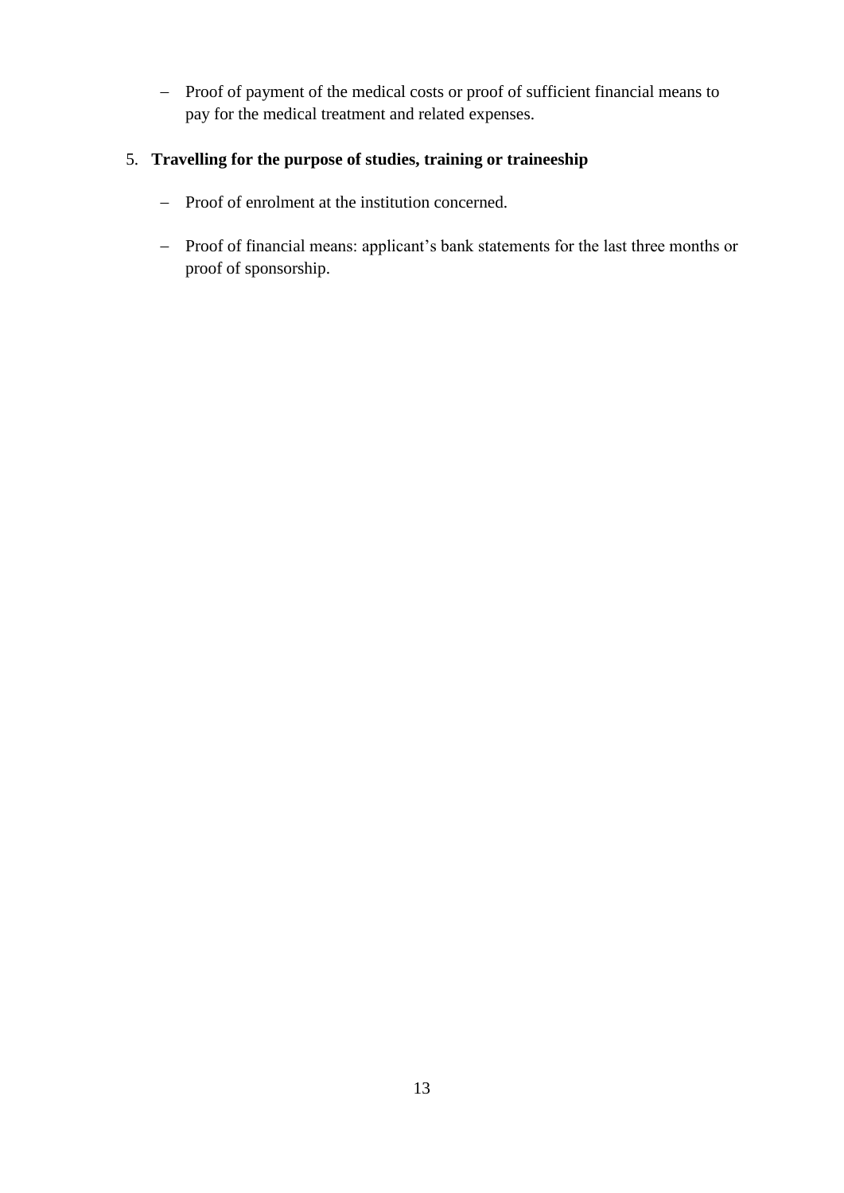- Proof of payment of the medical costs or proof of sufficient financial means to pay for the medical treatment and related expenses.

5. **Travelling for the purpose of studies, training or traineeship**

    - Proof of enrolment at the institution concerned.

    - Proof of financial means: applicant's bank statements for the last three months or proof of sponsorship.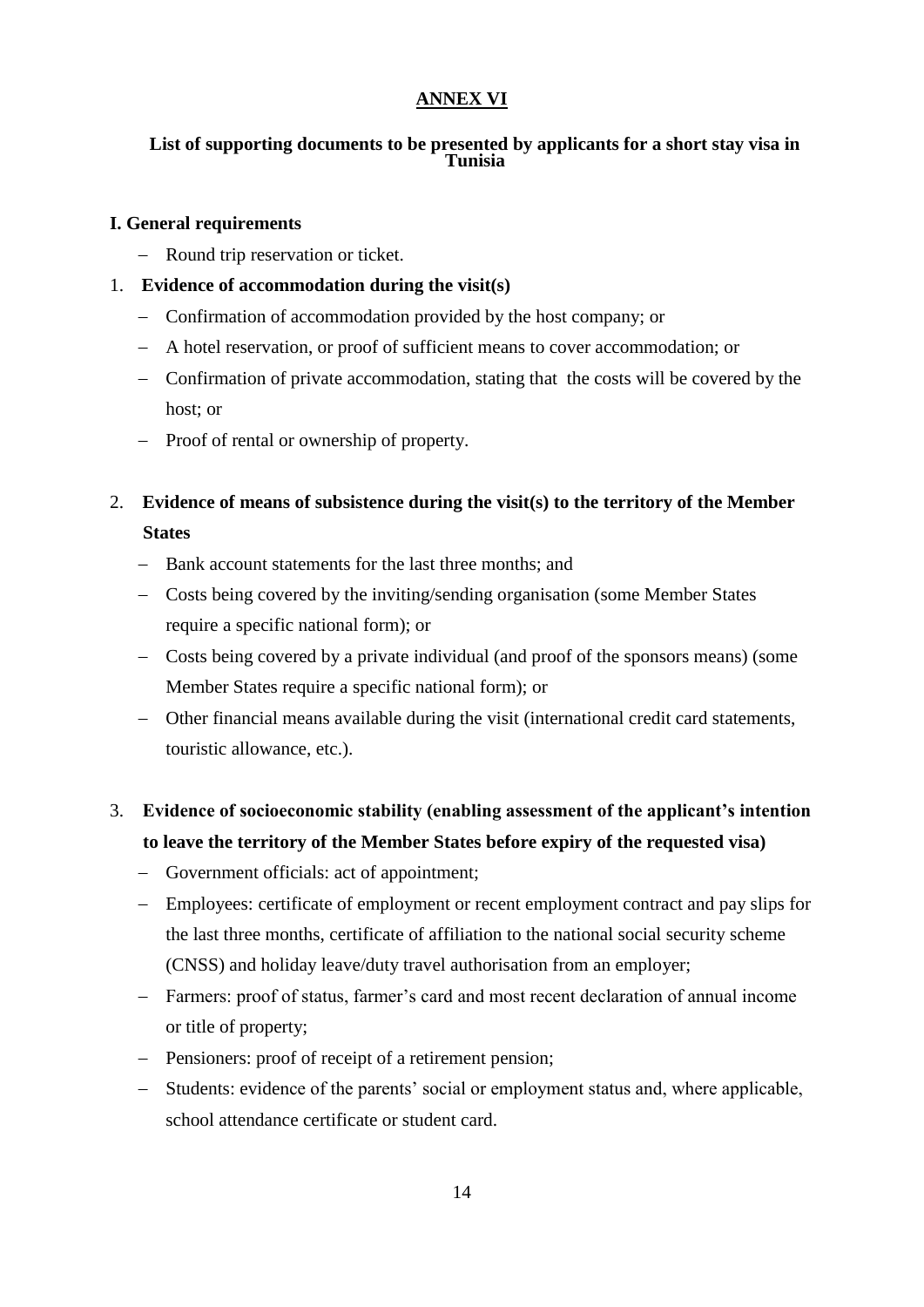## ANNEX VI

### List of supporting documents to be presented by applicants for a short stay visa in Tunisia

**I. General requirements**

- Round trip reservation or ticket.

1. **Evidence of accommodation during the visit(s)**
   - Confirmation of accommodation provided by the host company; or
   - A hotel reservation, or proof of sufficient means to cover accommodation; or
   - Confirmation of private accommodation, stating that the costs will be covered by the host; or
   - Proof of rental or ownership of property.

2. **Evidence of means of subsistence during the visit(s) to the territory of the Member States**
   - Bank account statements for the last three months; and
   - Costs being covered by the inviting/sending organisation (some Member States require a specific national form); or
   - Costs being covered by a private individual (and proof of the sponsors means) (some Member States require a specific national form); or
   - Other financial means available during the visit (international credit card statements, touristic allowance, etc.).

3. **Evidence of socioeconomic stability (enabling assessment of the applicant's intention to leave the territory of the Member States before expiry of the requested visa)**
   - Government officials: act of appointment;
   - Employees: certificate of employment or recent employment contract and pay slips for the last three months, certificate of affiliation to the national social security scheme (CNSS) and holiday leave/duty travel authorisation from an employer;
   - Farmers: proof of status, farmer's card and most recent declaration of annual income or title of property;
   - Pensioners: proof of receipt of a retirement pension;
   - Students: evidence of the parents' social or employment status and, where applicable, school attendance certificate or student card.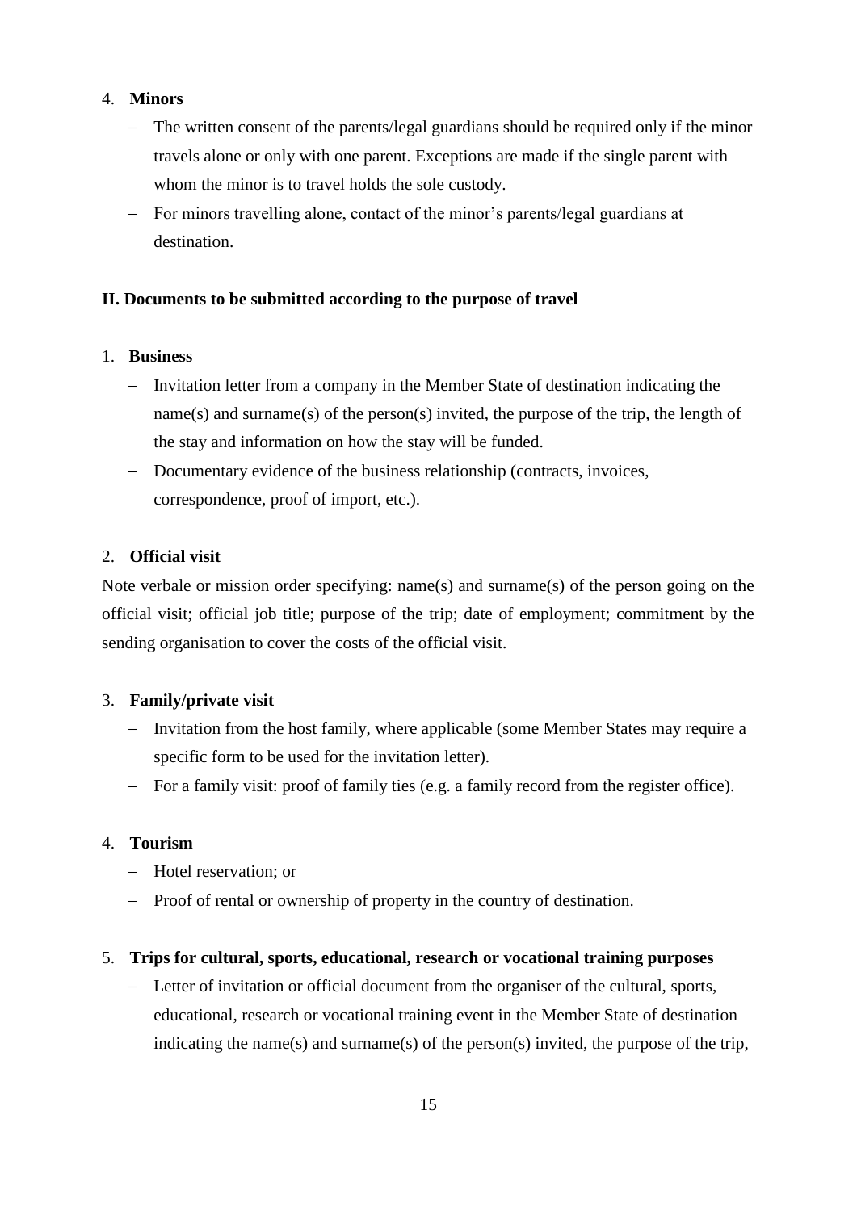4. **Minors**
   - The written consent of the parents/legal guardians should be required only if the minor travels alone or only with one parent. Exceptions are made if the single parent with whom the minor is to travel holds the sole custody.
   - For minors travelling alone, contact of the minor's parents/legal guardians at destination.

### II. Documents to be submitted according to the purpose of travel

1. **Business**
   - Invitation letter from a company in the Member State of destination indicating the name(s) and surname(s) of the person(s) invited, the purpose of the trip, the length of the stay and information on how the stay will be funded.
   - Documentary evidence of the business relationship (contracts, invoices, correspondence, proof of import, etc.).

2. **Official visit**

Note verbale or mission order specifying: name(s) and surname(s) of the person going on the official visit; official job title; purpose of the trip; date of employment; commitment by the sending organisation to cover the costs of the official visit.

3. **Family/private visit**
   - Invitation from the host family, where applicable (some Member States may require a specific form to be used for the invitation letter).
   - For a family visit: proof of family ties (e.g. a family record from the register office).

4. **Tourism**
   - Hotel reservation; or
   - Proof of rental or ownership of property in the country of destination.

5. **Trips for cultural, sports, educational, research or vocational training purposes**
   - Letter of invitation or official document from the organiser of the cultural, sports, educational, research or vocational training event in the Member State of destination indicating the name(s) and surname(s) of the person(s) invited, the purpose of the trip,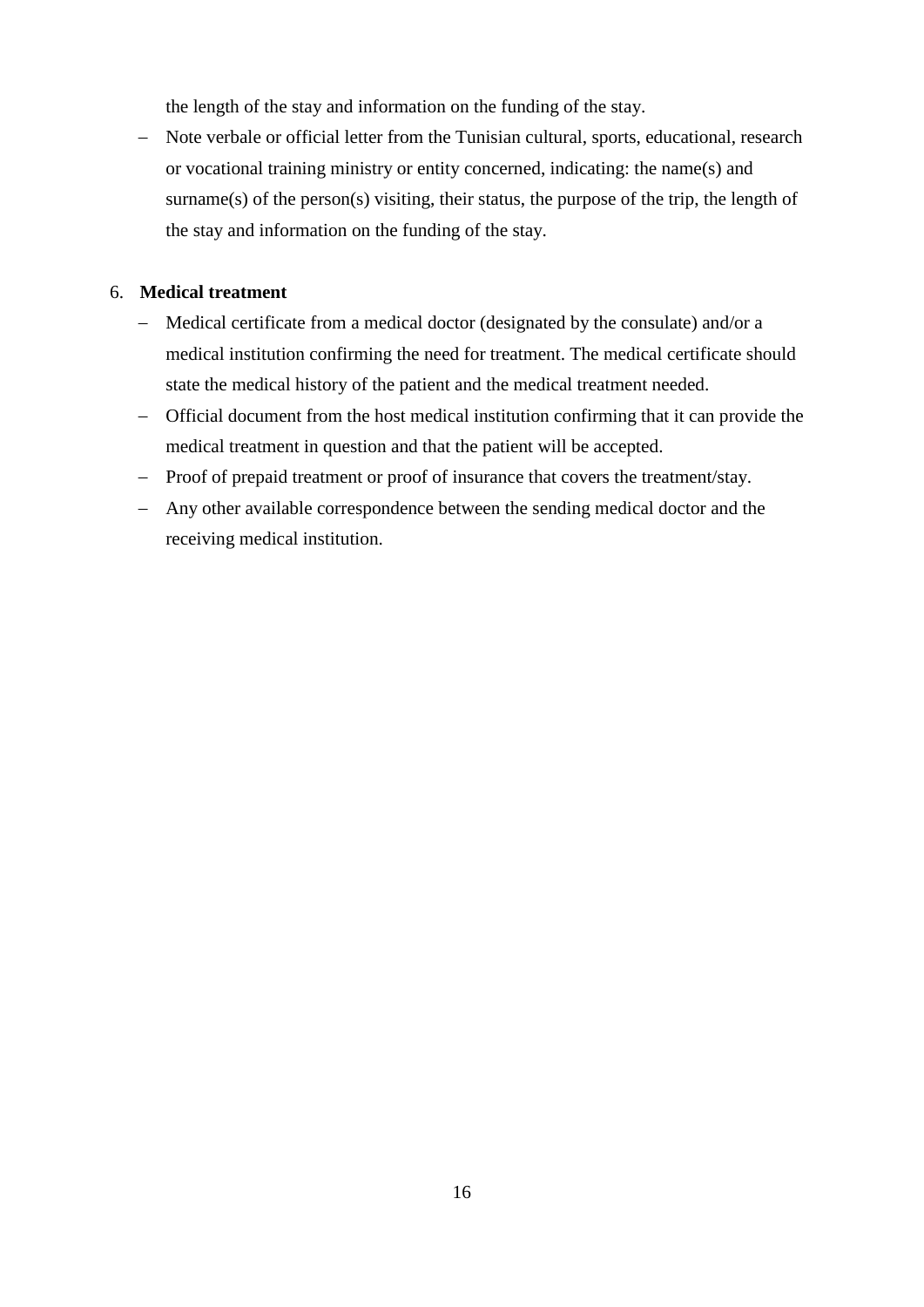the length of the stay and information on the funding of the stay.

- Note verbale or official letter from the Tunisian cultural, sports, educational, research or vocational training ministry or entity concerned, indicating: the name(s) and surname(s) of the person(s) visiting, their status, the purpose of the trip, the length of the stay and information on the funding of the stay.

6. **Medical treatment**
   - Medical certificate from a medical doctor (designated by the consulate) and/or a medical institution confirming the need for treatment. The medical certificate should state the medical history of the patient and the medical treatment needed.
   - Official document from the host medical institution confirming that it can provide the medical treatment in question and that the patient will be accepted.
   - Proof of prepaid treatment or proof of insurance that covers the treatment/stay.
   - Any other available correspondence between the sending medical doctor and the receiving medical institution.